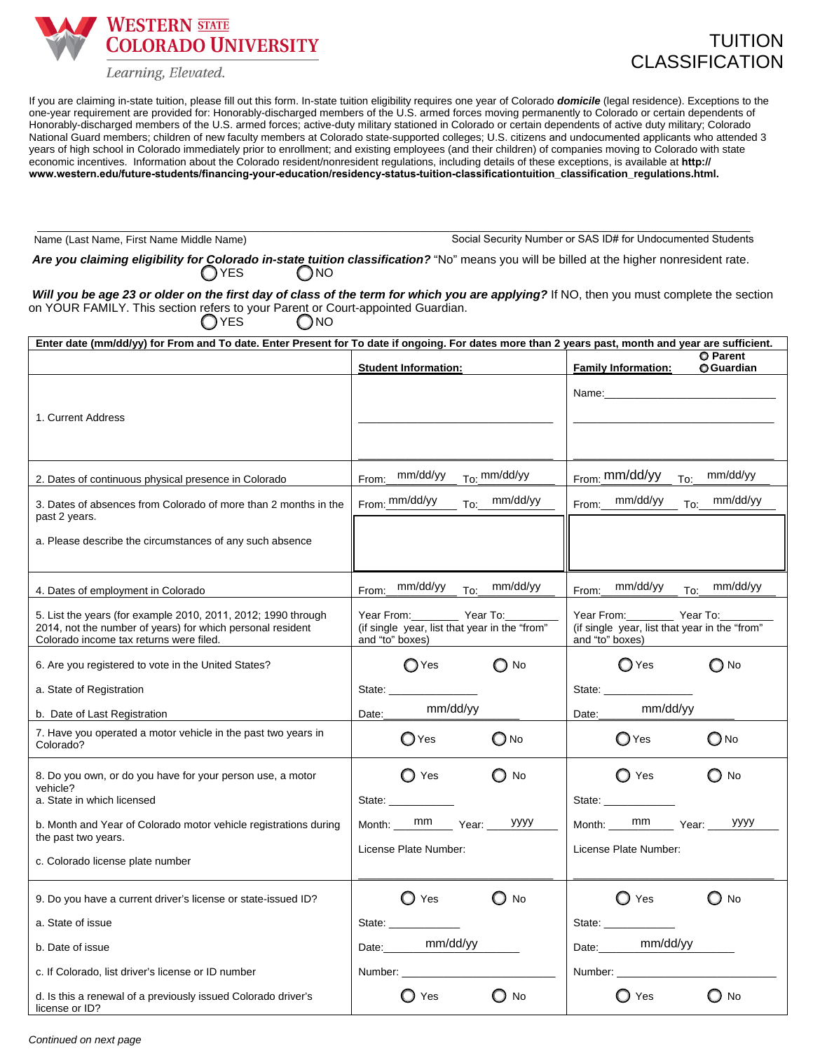# WESTERN STATE COLORADO UNIVERSITY

*Learning, Elevated.*

# TUITION CLASSIFICATION

If you are claiming in-state tuition, please fill out this form. In-state tuition eligibility requires one year of Colorado ***domicile*** (legal residence). Exceptions to the one-year requirement are provided for: Honorably-discharged members of the U.S. armed forces moving permanently to Colorado or certain dependents of Honorably-discharged members of the U.S. armed forces; active-duty military stationed in Colorado or certain dependents of active duty military; Colorado National Guard members; children of new faculty members at Colorado state-supported colleges; U.S. citizens and undocumented applicants who attended 3 years of high school in Colorado immediately prior to enrollment; and existing employees (and their children) of companies moving to Colorado with state economic incentives. Information about the Colorado resident/nonresident regulations, including details of these exceptions, is available at **http:// www.western.edu/future-students/financing-your-education/residency-status-tuition-classificationtuition_classification_regulations.html.**

Name (Last Name, First Name Middle Name) ____________________ Social Security Number or SAS ID# for Undocumented Students ____________________

***Are you claiming eligibility for Colorado in-state tuition classification?*** "No" means you will be billed at the higher nonresident rate.
◯ YES ◯ NO

***Will you be age 23 or older on the first day of class of the term for which you are applying?*** If NO, then you must complete the section on YOUR FAMILY. This section refers to your Parent or Court-appointed Guardian.
◯ YES ◯ NO

**Enter date (mm/dd/yy) for From and To date. Enter Present for To date if ongoing. For dates more than 2 years past, month and year are sufficient.**

| | **Student Information:** | **Family Information:** ◯ Parent ◯ Guardian |
|---|---|---|
| 1. Current Address | ____________________ | Name: ____________________<br>____________________ |
| 2. Dates of continuous physical presence in Colorado | From: mm/dd/yy To: mm/dd/yy | From: mm/dd/yy To: mm/dd/yy |
| 3. Dates of absences from Colorado of more than 2 months in the past 2 years.<br><br>a. Please describe the circumstances of any such absence | From: mm/dd/yy To: mm/dd/yy | From: mm/dd/yy To: mm/dd/yy |
| 4. Dates of employment in Colorado | From: mm/dd/yy To: mm/dd/yy | From: mm/dd/yy To: mm/dd/yy |
| 5. List the years (for example 2010, 2011, 2012; 1990 through 2014, not the number of years) for which personal resident Colorado income tax returns were filed. | Year From:______ Year To:______<br>(if single year, list that year in the "from" and "to" boxes) | Year From:______ Year To:______<br>(if single year, list that year in the "from" and "to" boxes) |
| 6. Are you registered to vote in the United States?<br>a. State of Registration<br>b. Date of Last Registration | ◯ Yes ◯ No<br>State: ______<br>Date: mm/dd/yy | ◯ Yes ◯ No<br>State: ______<br>Date: mm/dd/yy |
| 7. Have you operated a motor vehicle in the past two years in Colorado? | ◯ Yes ◯ No | ◯ Yes ◯ No |
| 8. Do you own, or do you have for your person use, a motor vehicle?<br>a. State in which licensed<br>b. Month and Year of Colorado motor vehicle registrations during the past two years.<br>c. Colorado license plate number | ◯ Yes ◯ No<br>State: ______<br>Month: mm Year: yyyy<br>License Plate Number: ______ | ◯ Yes ◯ No<br>State: ______<br>Month: mm Year: yyyy<br>License Plate Number: ______ |
| 9. Do you have a current driver's license or state-issued ID?<br>a. State of issue<br>b. Date of issue<br>c. If Colorado, list driver's license or ID number<br>d. Is this a renewal of a previously issued Colorado driver's license or ID? | ◯ Yes ◯ No<br>State: ______<br>Date: mm/dd/yy<br>Number: ______<br>◯ Yes ◯ No | ◯ Yes ◯ No<br>State: ______<br>Date: mm/dd/yy<br>Number: ______<br>◯ Yes ◯ No |

*Continued on next page*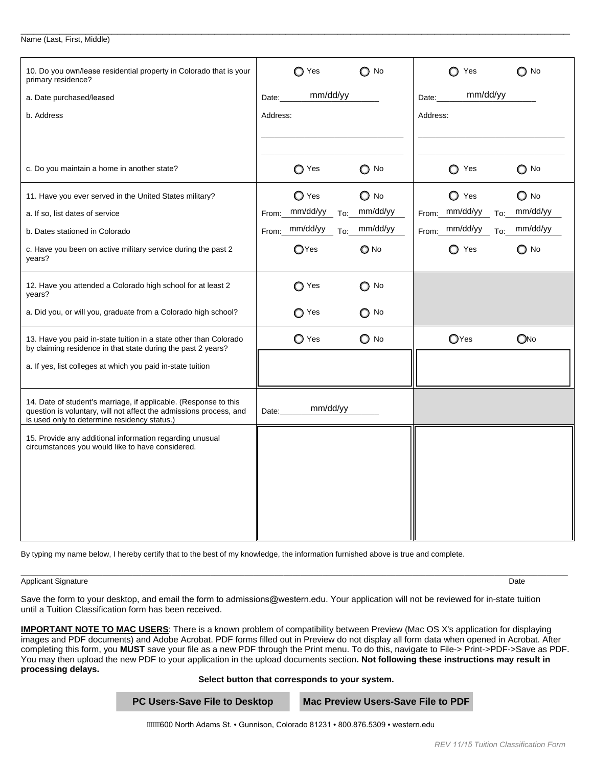Name (Last, First, Middle)

| | | |
|---|---|---|
| 10. Do you own/lease residential property in Colorado that is your primary residence? | ◯ Yes ◯ No | ◯ Yes ◯ No |
| a. Date purchased/leased | Date: mm/dd/yy | Date: mm/dd/yy |
| b. Address | Address: | Address: |
| c. Do you maintain a home in another state? | ◯ Yes ◯ No | ◯ Yes ◯ No |
| 11. Have you ever served in the United States military? | ◯ Yes ◯ No | ◯ Yes ◯ No |
| a. If so, list dates of service | From: mm/dd/yy To: mm/dd/yy | From: mm/dd/yy To: mm/dd/yy |
| b. Dates stationed in Colorado | From: mm/dd/yy To: mm/dd/yy | From: mm/dd/yy To: mm/dd/yy |
| c. Have you been on active military service during the past 2 years? | ◯ Yes ◯ No | ◯ Yes ◯ No |
| 12. Have you attended a Colorado high school for at least 2 years? | ◯ Yes ◯ No | |
| a. Did you, or will you, graduate from a Colorado high school? | ◯ Yes ◯ No | |
| 13. Have you paid in-state tuition in a state other than Colorado by claiming residence in that state during the past 2 years? | ◯ Yes ◯ No | ◯ Yes ◯ No |
| a. If yes, list colleges at which you paid in-state tuition | | |
| 14. Date of student's marriage, if applicable. (Response to this question is voluntary, will not affect the admissions process, and is used only to determine residency status.) | Date: mm/dd/yy | |
| 15. Provide any additional information regarding unusual circumstances you would like to have considered. | | |

By typing my name below, I hereby certify that to the best of my knowledge, the information furnished above is true and complete.

Applicant Signature | Date

Save the form to your desktop, and email the form to admissions@western.edu. Your application will not be reviewed for in-state tuition until a Tuition Classification form has been received.

**IMPORTANT NOTE TO MAC USERS**: There is a known problem of compatibility between Preview (Mac OS X's application for displaying images and PDF documents) and Adobe Acrobat. PDF forms filled out in Preview do not display all form data when opened in Acrobat. After completing this form, you **MUST** save your file as a new PDF through the Print menu. To do this, navigate to File-> Print->PDF->Save as PDF. You may then upload the new PDF to your application in the upload documents section**. Not following these instructions may result in processing delays.**

**Select button that corresponds to your system.**

**PC Users-Save File to Desktop** | **Mac Preview Users-Save File to PDF**

600 North Adams St. • Gunnison, Colorado 81231 • 800.876.5309 • western.edu

*REV 11/15 Tuition Classification Form*